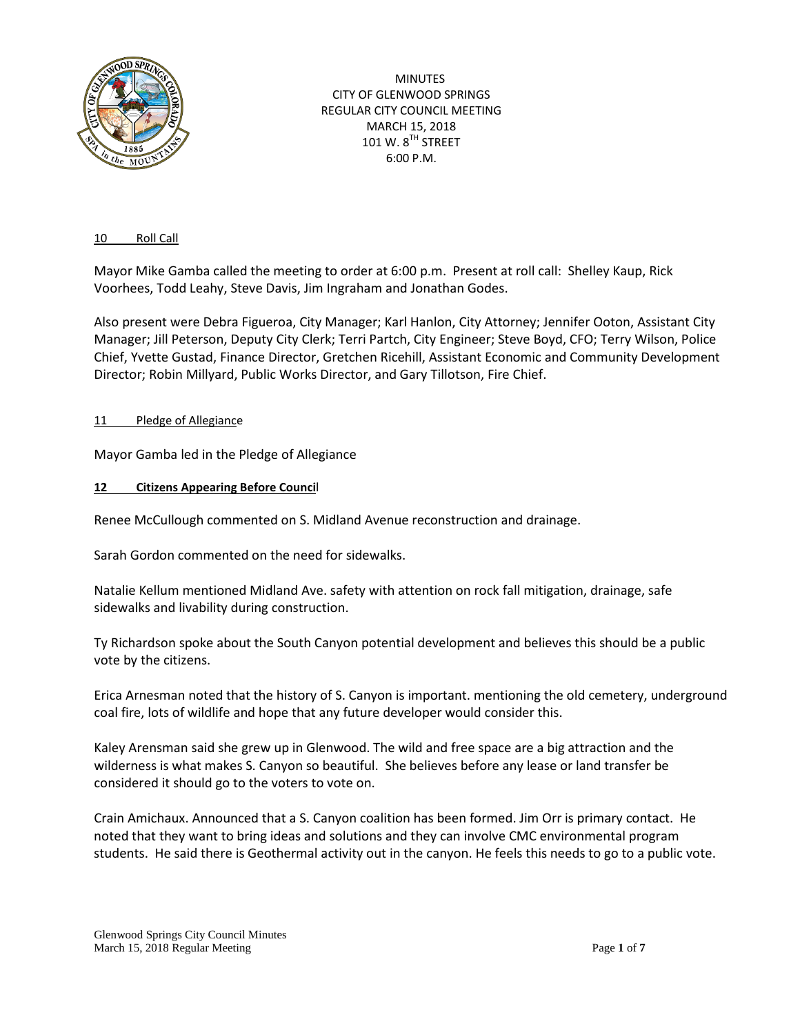MINUTES
CITY OF GLENWOOD SPRINGS
REGULAR CITY COUNCIL MEETING
MARCH 15, 2018
101 W. 8TH STREET
6:00 P.M.

10 Roll Call

Mayor Mike Gamba called the meeting to order at 6:00 p.m. Present at roll call: Shelley Kaup, Rick Voorhees, Todd Leahy, Steve Davis, Jim Ingraham and Jonathan Godes.

Also present were Debra Figueroa, City Manager; Karl Hanlon, City Attorney; Jennifer Ooton, Assistant City Manager; Jill Peterson, Deputy City Clerk; Terri Partch, City Engineer; Steve Boyd, CFO; Terry Wilson, Police Chief, Yvette Gustad, Finance Director, Gretchen Ricehill, Assistant Economic and Community Development Director; Robin Millyard, Public Works Director, and Gary Tillotson, Fire Chief.

11 Pledge of Allegiance

Mayor Gamba led in the Pledge of Allegiance

**12 Citizens Appearing Before Council**

Renee McCullough commented on S. Midland Avenue reconstruction and drainage.

Sarah Gordon commented on the need for sidewalks.

Natalie Kellum mentioned Midland Ave. safety with attention on rock fall mitigation, drainage, safe sidewalks and livability during construction.

Ty Richardson spoke about the South Canyon potential development and believes this should be a public vote by the citizens.

Erica Arnesman noted that the history of S. Canyon is important. mentioning the old cemetery, underground coal fire, lots of wildlife and hope that any future developer would consider this.

Kaley Arensman said she grew up in Glenwood. The wild and free space are a big attraction and the wilderness is what makes S. Canyon so beautiful. She believes before any lease or land transfer be considered it should go to the voters to vote on.

Crain Amichaux. Announced that a S. Canyon coalition has been formed. Jim Orr is primary contact. He noted that they want to bring ideas and solutions and they can involve CMC environmental program students. He said there is Geothermal activity out in the canyon. He feels this needs to go to a public vote.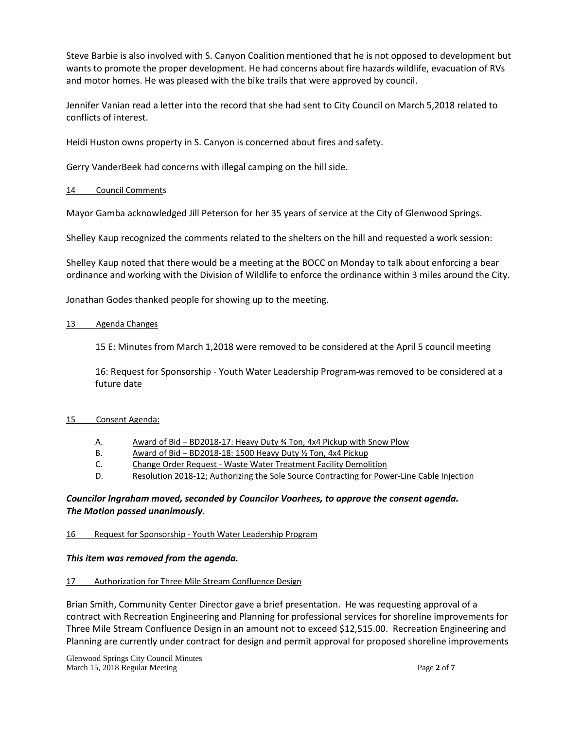Steve Barbie is also involved with S. Canyon Coalition mentioned that he is not opposed to development but wants to promote the proper development. He had concerns about fire hazards wildlife, evacuation of RVs and motor homes. He was pleased with the bike trails that were approved by council.

Jennifer Vanian read a letter into the record that she had sent to City Council on March 5,2018 related to conflicts of interest.

Heidi Huston owns property in S. Canyon is concerned about fires and safety.

Gerry VanderBeek had concerns with illegal camping on the hill side.

14 Council Comments

Mayor Gamba acknowledged Jill Peterson for her 35 years of service at the City of Glenwood Springs.

Shelley Kaup recognized the comments related to the shelters on the hill and requested a work session:

Shelley Kaup noted that there would be a meeting at the BOCC on Monday to talk about enforcing a bear ordinance and working with the Division of Wildlife to enforce the ordinance within 3 miles around the City.

Jonathan Godes thanked people for showing up to the meeting.

13 Agenda Changes

15 E: Minutes from March 1,2018 were removed to be considered at the April 5 council meeting

16: Request for Sponsorship - Youth Water Leadership Program-was removed to be considered at a future date

15 Consent Agenda:

A. Award of Bid – BD2018-17: Heavy Duty ¾ Ton, 4x4 Pickup with Snow Plow
B. Award of Bid – BD2018-18: 1500 Heavy Duty ½ Ton, 4x4 Pickup
C. Change Order Request - Waste Water Treatment Facility Demolition
D. Resolution 2018-12; Authorizing the Sole Source Contracting for Power-Line Cable Injection

***Councilor Ingraham moved, seconded by Councilor Voorhees, to approve the consent agenda. The Motion passed unanimously.***

16 Request for Sponsorship - Youth Water Leadership Program

***This item was removed from the agenda.***

17 Authorization for Three Mile Stream Confluence Design

Brian Smith, Community Center Director gave a brief presentation. He was requesting approval of a contract with Recreation Engineering and Planning for professional services for shoreline improvements for Three Mile Stream Confluence Design in an amount not to exceed $12,515.00. Recreation Engineering and Planning are currently under contract for design and permit approval for proposed shoreline improvements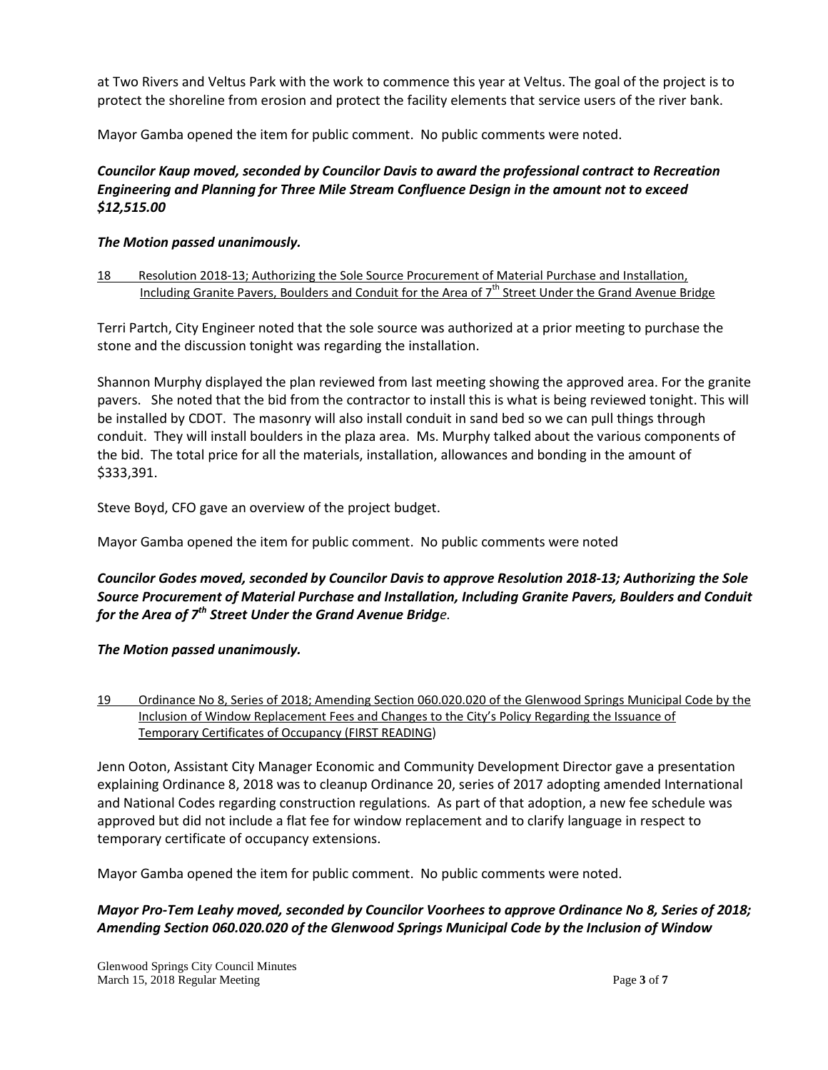at Two Rivers and Veltus Park with the work to commence this year at Veltus. The goal of the project is to protect the shoreline from erosion and protect the facility elements that service users of the river bank.

Mayor Gamba opened the item for public comment. No public comments were noted.

***Councilor Kaup moved, seconded by Councilor Davis to award the professional contract to Recreation Engineering and Planning for Three Mile Stream Confluence Design in the amount not to exceed $12,515.00***

***The Motion passed unanimously.***

<u>18 Resolution 2018-13; Authorizing the Sole Source Procurement of Material Purchase and Installation, Including Granite Pavers, Boulders and Conduit for the Area of 7th Street Under the Grand Avenue Bridge</u>

Terri Partch, City Engineer noted that the sole source was authorized at a prior meeting to purchase the stone and the discussion tonight was regarding the installation.

Shannon Murphy displayed the plan reviewed from last meeting showing the approved area. For the granite pavers. She noted that the bid from the contractor to install this is what is being reviewed tonight. This will be installed by CDOT. The masonry will also install conduit in sand bed so we can pull things through conduit. They will install boulders in the plaza area. Ms. Murphy talked about the various components of the bid. The total price for all the materials, installation, allowances and bonding in the amount of $333,391.

Steve Boyd, CFO gave an overview of the project budget.

Mayor Gamba opened the item for public comment. No public comments were noted

***Councilor Godes moved, seconded by Councilor Davis to approve Resolution 2018-13; Authorizing the Sole Source Procurement of Material Purchase and Installation, Including Granite Pavers, Boulders and Conduit for the Area of 7th Street Under the Grand Avenue Bridge.***

***The Motion passed unanimously.***

<u>19 Ordinance No 8, Series of 2018; Amending Section 060.020.020 of the Glenwood Springs Municipal Code by the Inclusion of Window Replacement Fees and Changes to the City's Policy Regarding the Issuance of Temporary Certificates of Occupancy (FIRST READING)</u>

Jenn Ooton, Assistant City Manager Economic and Community Development Director gave a presentation explaining Ordinance 8, 2018 was to cleanup Ordinance 20, series of 2017 adopting amended International and National Codes regarding construction regulations. As part of that adoption, a new fee schedule was approved but did not include a flat fee for window replacement and to clarify language in respect to temporary certificate of occupancy extensions.

Mayor Gamba opened the item for public comment. No public comments were noted.

***Mayor Pro-Tem Leahy moved, seconded by Councilor Voorhees to approve Ordinance No 8, Series of 2018; Amending Section 060.020.020 of the Glenwood Springs Municipal Code by the Inclusion of Window***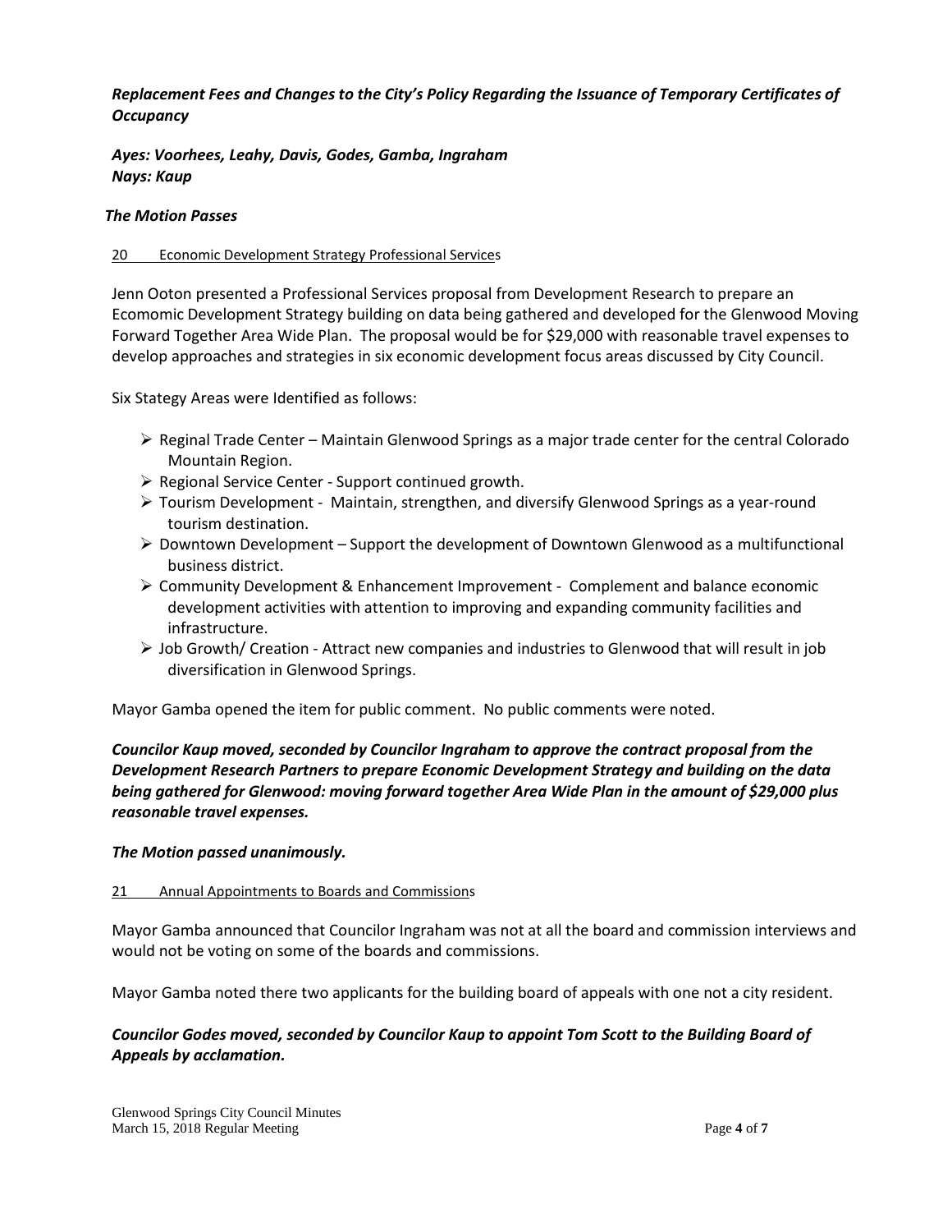***Replacement Fees and Changes to the City's Policy Regarding the Issuance of Temporary Certificates of Occupancy***

***Ayes: Voorhees, Leahy, Davis, Godes, Gamba, Ingraham***
***Nays: Kaup***

***The Motion Passes***

20 Economic Development Strategy Professional Services

Jenn Ooton presented a Professional Services proposal from Development Research to prepare an Ecomomic Development Strategy building on data being gathered and developed for the Glenwood Moving Forward Together Area Wide Plan. The proposal would be for $29,000 with reasonable travel expenses to develop approaches and strategies in six economic development focus areas discussed by City Council.

Six Stategy Areas were Identified as follows:

- Reginal Trade Center – Maintain Glenwood Springs as a major trade center for the central Colorado Mountain Region.
- Regional Service Center - Support continued growth.
- Tourism Development - Maintain, strengthen, and diversify Glenwood Springs as a year-round tourism destination.
- Downtown Development – Support the development of Downtown Glenwood as a multifunctional business district.
- Community Development & Enhancement Improvement - Complement and balance economic development activities with attention to improving and expanding community facilities and infrastructure.
- Job Growth/ Creation - Attract new companies and industries to Glenwood that will result in job diversification in Glenwood Springs.

Mayor Gamba opened the item for public comment. No public comments were noted.

***Councilor Kaup moved, seconded by Councilor Ingraham to approve the contract proposal from the Development Research Partners to prepare Economic Development Strategy and building on the data being gathered for Glenwood: moving forward together Area Wide Plan in the amount of $29,000 plus reasonable travel expenses.***

***The Motion passed unanimously.***

21 Annual Appointments to Boards and Commissions

Mayor Gamba announced that Councilor Ingraham was not at all the board and commission interviews and would not be voting on some of the boards and commissions.

Mayor Gamba noted there two applicants for the building board of appeals with one not a city resident.

***Councilor Godes moved, seconded by Councilor Kaup to appoint Tom Scott to the Building Board of Appeals by acclamation.***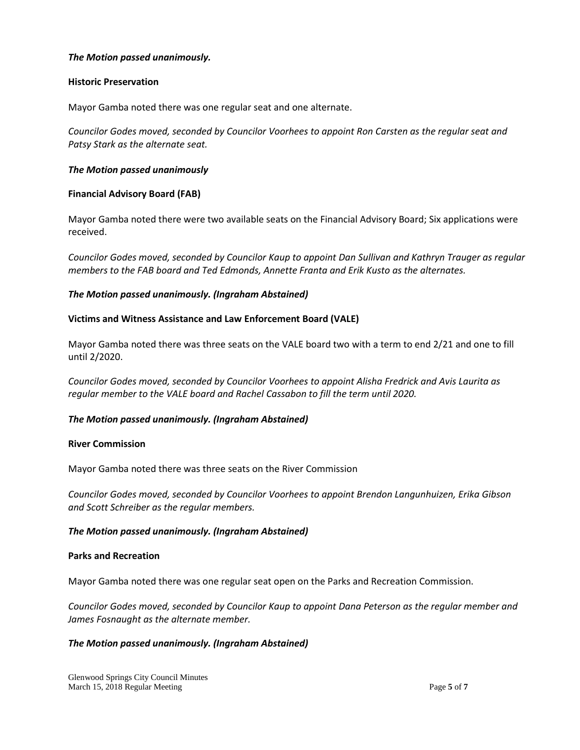***The Motion passed unanimously.***

**Historic Preservation**

Mayor Gamba noted there was one regular seat and one alternate.

*Councilor Godes moved, seconded by Councilor Voorhees to appoint Ron Carsten as the regular seat and Patsy Stark as the alternate seat.*

***The Motion passed unanimously***

**Financial Advisory Board (FAB)**

Mayor Gamba noted there were two available seats on the Financial Advisory Board; Six applications were received.

*Councilor Godes moved, seconded by Councilor Kaup to appoint Dan Sullivan and Kathryn Trauger as regular members to the FAB board and Ted Edmonds, Annette Franta and Erik Kusto as the alternates.*

***The Motion passed unanimously. (Ingraham Abstained)***

**Victims and Witness Assistance and Law Enforcement Board (VALE)**

Mayor Gamba noted there was three seats on the VALE board two with a term to end 2/21 and one to fill until 2/2020.

*Councilor Godes moved, seconded by Councilor Voorhees to appoint Alisha Fredrick and Avis Laurita as regular member to the VALE board and Rachel Cassabon to fill the term until 2020.*

***The Motion passed unanimously. (Ingraham Abstained)***

**River Commission**

Mayor Gamba noted there was three seats on the River Commission

*Councilor Godes moved, seconded by Councilor Voorhees to appoint Brendon Langunhuizen, Erika Gibson and Scott Schreiber as the regular members.*

***The Motion passed unanimously. (Ingraham Abstained)***

**Parks and Recreation**

Mayor Gamba noted there was one regular seat open on the Parks and Recreation Commission.

*Councilor Godes moved, seconded by Councilor Kaup to appoint Dana Peterson as the regular member and James Fosnaught as the alternate member.*

***The Motion passed unanimously. (Ingraham Abstained)***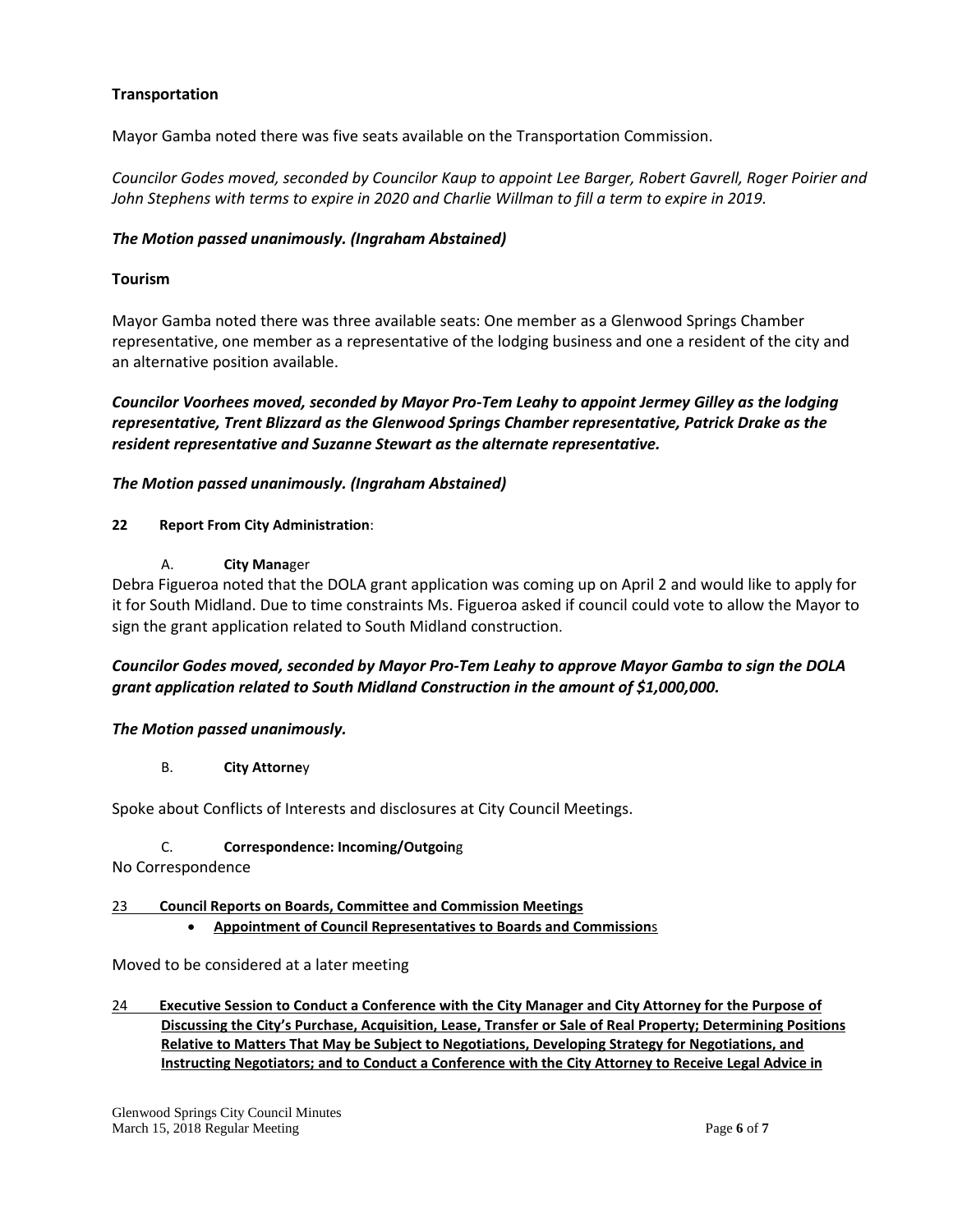**Transportation**

Mayor Gamba noted there was five seats available on the Transportation Commission.

*Councilor Godes moved, seconded by Councilor Kaup to appoint Lee Barger, Robert Gavrell, Roger Poirier and John Stephens with terms to expire in 2020 and Charlie Willman to fill a term to expire in 2019.*

***The Motion passed unanimously. (Ingraham Abstained)***

**Tourism**

Mayor Gamba noted there was three available seats: One member as a Glenwood Springs Chamber representative, one member as a representative of the lodging business and one a resident of the city and an alternative position available.

***Councilor Voorhees moved, seconded by Mayor Pro-Tem Leahy to appoint Jermey Gilley as the lodging representative, Trent Blizzard as the Glenwood Springs Chamber representative, Patrick Drake as the resident representative and Suzanne Stewart as the alternate representative.***

***The Motion passed unanimously. (Ingraham Abstained)***

**22 Report From City Administration**:

A. **City Manager**

Debra Figueroa noted that the DOLA grant application was coming up on April 2 and would like to apply for it for South Midland. Due to time constraints Ms. Figueroa asked if council could vote to allow the Mayor to sign the grant application related to South Midland construction.

***Councilor Godes moved, seconded by Mayor Pro-Tem Leahy to approve Mayor Gamba to sign the DOLA grant application related to South Midland Construction in the amount of $1,000,000.***

***The Motion passed unanimously.***

B. **City Attorney**

Spoke about Conflicts of Interests and disclosures at City Council Meetings.

C. **Correspondence: Incoming/Outgoing**

No Correspondence

<u>23 **Council Reports on Boards, Committee and Commission Meetings**</u>

- <u>**Appointment of Council Representatives to Boards and Commissions**</u>

Moved to be considered at a later meeting

<u>24 **Executive Session to Conduct a Conference with the City Manager and City Attorney for the Purpose of Discussing the City's Purchase, Acquisition, Lease, Transfer or Sale of Real Property; Determining Positions Relative to Matters That May be Subject to Negotiations, Developing Strategy for Negotiations, and Instructing Negotiators; and to Conduct a Conference with the City Attorney to Receive Legal Advice in**</u>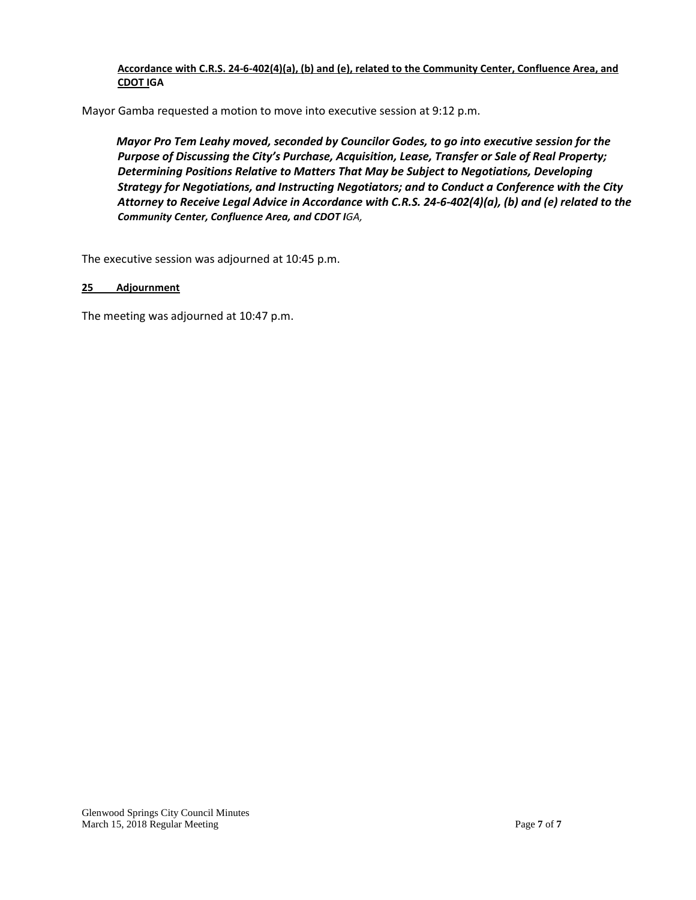**Accordance with C.R.S. 24-6-402(4)(a), (b) and (e), related to the Community Center, Confluence Area, and CDOT IGA**

Mayor Gamba requested a motion to move into executive session at 9:12 p.m.

> ***Mayor Pro Tem Leahy moved, seconded by Councilor Godes, to go into executive session for the Purpose of Discussing the City's Purchase, Acquisition, Lease, Transfer or Sale of Real Property; Determining Positions Relative to Matters That May be Subject to Negotiations, Developing Strategy for Negotiations, and Instructing Negotiators; and to Conduct a Conference with the City Attorney to Receive Legal Advice in Accordance with C.R.S. 24-6-402(4)(a), (b) and (e) related to the Community Center, Confluence Area, and CDOT IGA,***

The executive session was adjourned at 10:45 p.m.

**25 Adjournment**

The meeting was adjourned at 10:47 p.m.